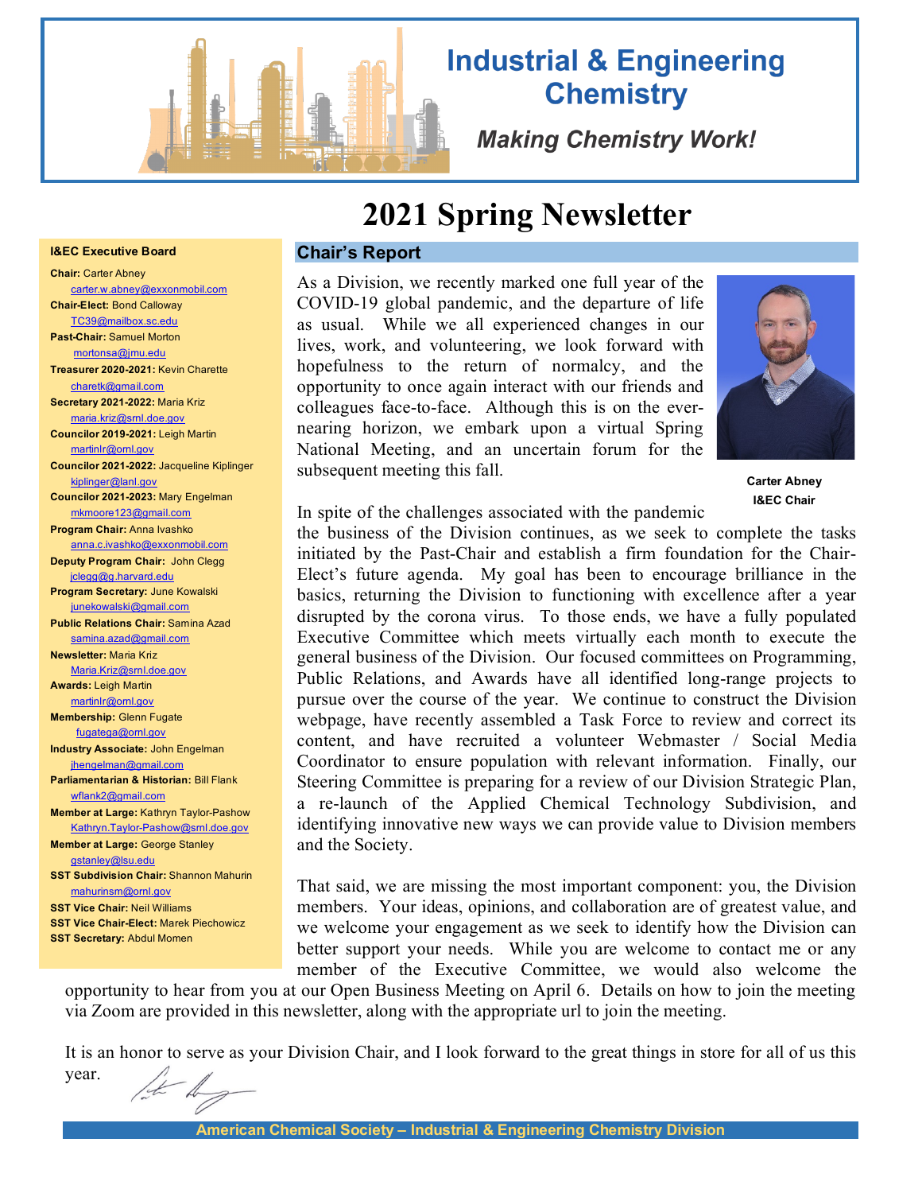# Industrial & Engineering Chemistry

*Making Chemistry Work!*

# 2021 Spring Newsletter

## Chair's Report

As a Division, we recently marked one full year of the COVID-19 global pandemic, and the departure of life as usual. While we all experienced changes in our lives, work, and volunteering, we look forward with hopefulness to the return of normalcy, and the opportunity to once again interact with our friends and colleagues face-to-face. Although this is on the ever-nearing horizon, we embark upon a virtual Spring National Meeting, and an uncertain forum for the subsequent meeting this fall.

**Carter Abney**
**I&EC Chair**

In spite of the challenges associated with the pandemic the business of the Division continues, as we seek to complete the tasks initiated by the Past-Chair and establish a firm foundation for the Chair-Elect's future agenda. My goal has been to encourage brilliance in the basics, returning the Division to functioning with excellence after a year disrupted by the corona virus. To those ends, we have a fully populated Executive Committee which meets virtually each month to execute the general business of the Division. Our focused committees on Programming, Public Relations, and Awards have all identified long-range projects to pursue over the course of the year. We continue to construct the Division webpage, have recently assembled a Task Force to review and correct its content, and have recruited a volunteer Webmaster / Social Media Coordinator to ensure population with relevant information. Finally, our Steering Committee is preparing for a review of our Division Strategic Plan, a re-launch of the Applied Chemical Technology Subdivision, and identifying innovative new ways we can provide value to Division members and the Society.

That said, we are missing the most important component: you, the Division members. Your ideas, opinions, and collaboration are of greatest value, and we welcome your engagement as we seek to identify how the Division can better support your needs. While you are welcome to contact me or any member of the Executive Committee, we would also welcome the opportunity to hear from you at our Open Business Meeting on April 6. Details on how to join the meeting via Zoom are provided in this newsletter, along with the appropriate url to join the meeting.

It is an honor to serve as your Division Chair, and I look forward to the great things in store for all of us this year.

### I&EC Executive Board

**Chair:** Carter Abney
carter.w.abney@exxonmobil.com

**Chair-Elect:** Bond Calloway
TC39@mailbox.sc.edu

**Past-Chair:** Samuel Morton
mortonsa@jmu.edu

**Treasurer 2020-2021:** Kevin Charette
charetk@gmail.com

**Secretary 2021-2022:** Maria Kriz
maria.kriz@srnl.doe.gov

**Councilor 2019-2021:** Leigh Martin
martinlr@ornl.gov

**Councilor 2021-2022:** Jacqueline Kiplinger
kiplinger@lanl.gov

**Councilor 2021-2023:** Mary Engelman
mkmoore123@gmail.com

**Program Chair:** Anna Ivashko
anna.c.ivashko@exxonmobil.com

**Deputy Program Chair:** John Clegg
jclegg@g.harvard.edu

**Program Secretary:** June Kowalski
junekowalski@gmail.com

**Public Relations Chair:** Samina Azad
samina.azad@gmail.com

**Newsletter:** Maria Kriz
Maria.Kriz@srnl.doe.gov

**Awards:** Leigh Martin
martinlr@ornl.gov

**Membership:** Glenn Fugate
fugatega@ornl.gov

**Industry Associate:** John Engelman
jhengelman@gmail.com

**Parliamentarian & Historian:** Bill Flank
wflank2@gmail.com

**Member at Large:** Kathryn Taylor-Pashow
Kathryn.Taylor-Pashow@srnl.doe.gov

**Member at Large:** George Stanley
gstanley@lsu.edu

**SST Subdivision Chair:** Shannon Mahurin
mahurinsm@ornl.gov

**SST Vice Chair:** Neil Williams

**SST Vice Chair-Elect:** Marek Piechowicz

**SST Secretary:** Abdul Momen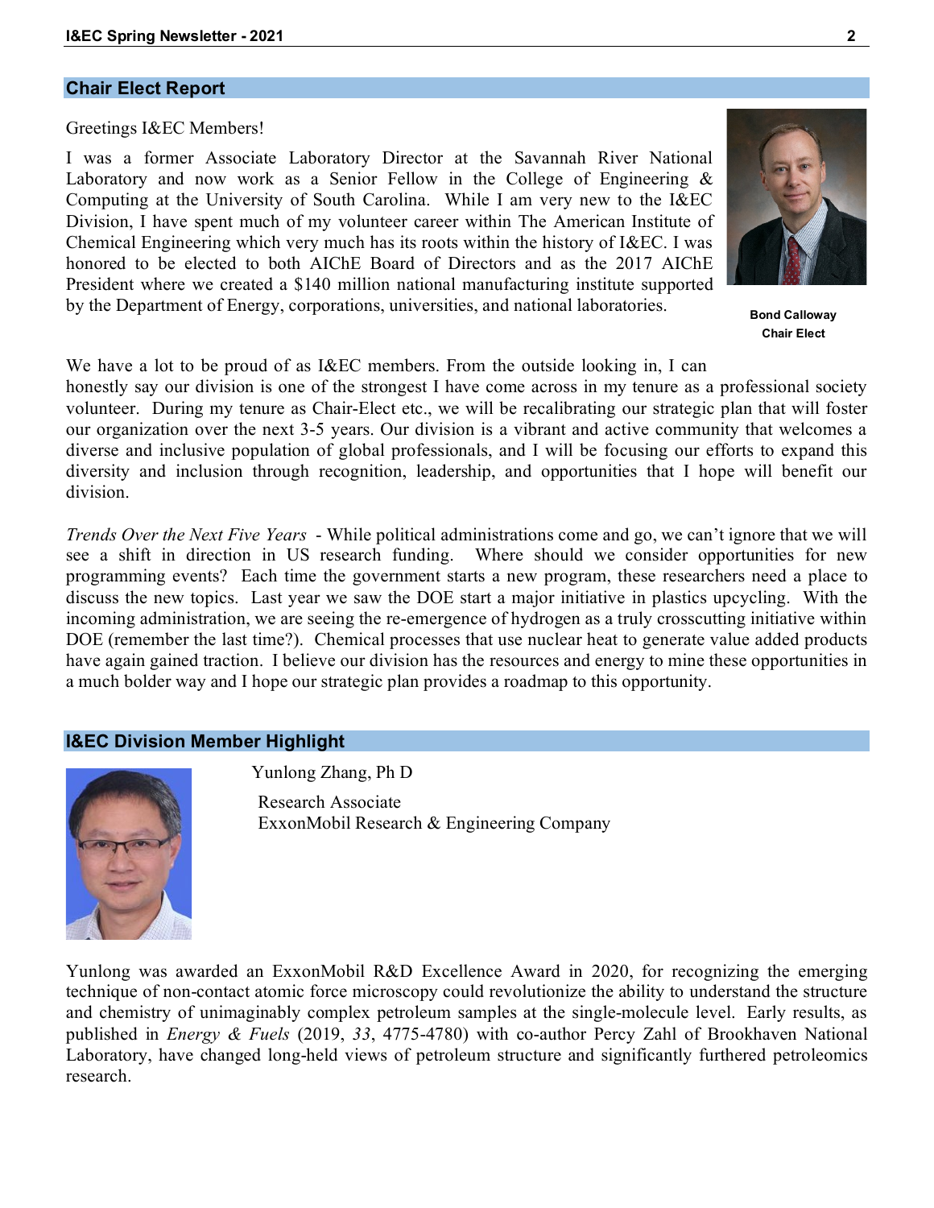## Chair Elect Report

Greetings I&EC Members!

I was a former Associate Laboratory Director at the Savannah River National Laboratory and now work as a Senior Fellow in the College of Engineering & Computing at the University of South Carolina. While I am very new to the I&EC Division, I have spent much of my volunteer career within The American Institute of Chemical Engineering which very much has its roots within the history of I&EC. I was honored to be elected to both AIChE Board of Directors and as the 2017 AIChE President where we created a $140 million national manufacturing institute supported by the Department of Energy, corporations, universities, and national laboratories.

**Bond Calloway**
**Chair Elect**

We have a lot to be proud of as I&EC members. From the outside looking in, I can honestly say our division is one of the strongest I have come across in my tenure as a professional society volunteer. During my tenure as Chair-Elect etc., we will be recalibrating our strategic plan that will foster our organization over the next 3-5 years. Our division is a vibrant and active community that welcomes a diverse and inclusive population of global professionals, and I will be focusing our efforts to expand this diversity and inclusion through recognition, leadership, and opportunities that I hope will benefit our division.

*Trends Over the Next Five Years* - While political administrations come and go, we can't ignore that we will see a shift in direction in US research funding. Where should we consider opportunities for new programming events? Each time the government starts a new program, these researchers need a place to discuss the new topics. Last year we saw the DOE start a major initiative in plastics upcycling. With the incoming administration, we are seeing the re-emergence of hydrogen as a truly crosscutting initiative within DOE (remember the last time?). Chemical processes that use nuclear heat to generate value added products have again gained traction. I believe our division has the resources and energy to mine these opportunities in a much bolder way and I hope our strategic plan provides a roadmap to this opportunity.

## I&EC Division Member Highlight

Yunlong Zhang, Ph D

Research Associate
ExxonMobil Research & Engineering Company

Yunlong was awarded an ExxonMobil R&D Excellence Award in 2020, for recognizing the emerging technique of non-contact atomic force microscopy could revolutionize the ability to understand the structure and chemistry of unimaginably complex petroleum samples at the single-molecule level. Early results, as published in *Energy & Fuels* (2019, *33*, 4775-4780) with co-author Percy Zahl of Brookhaven National Laboratory, have changed long-held views of petroleum structure and significantly furthered petroleomics research.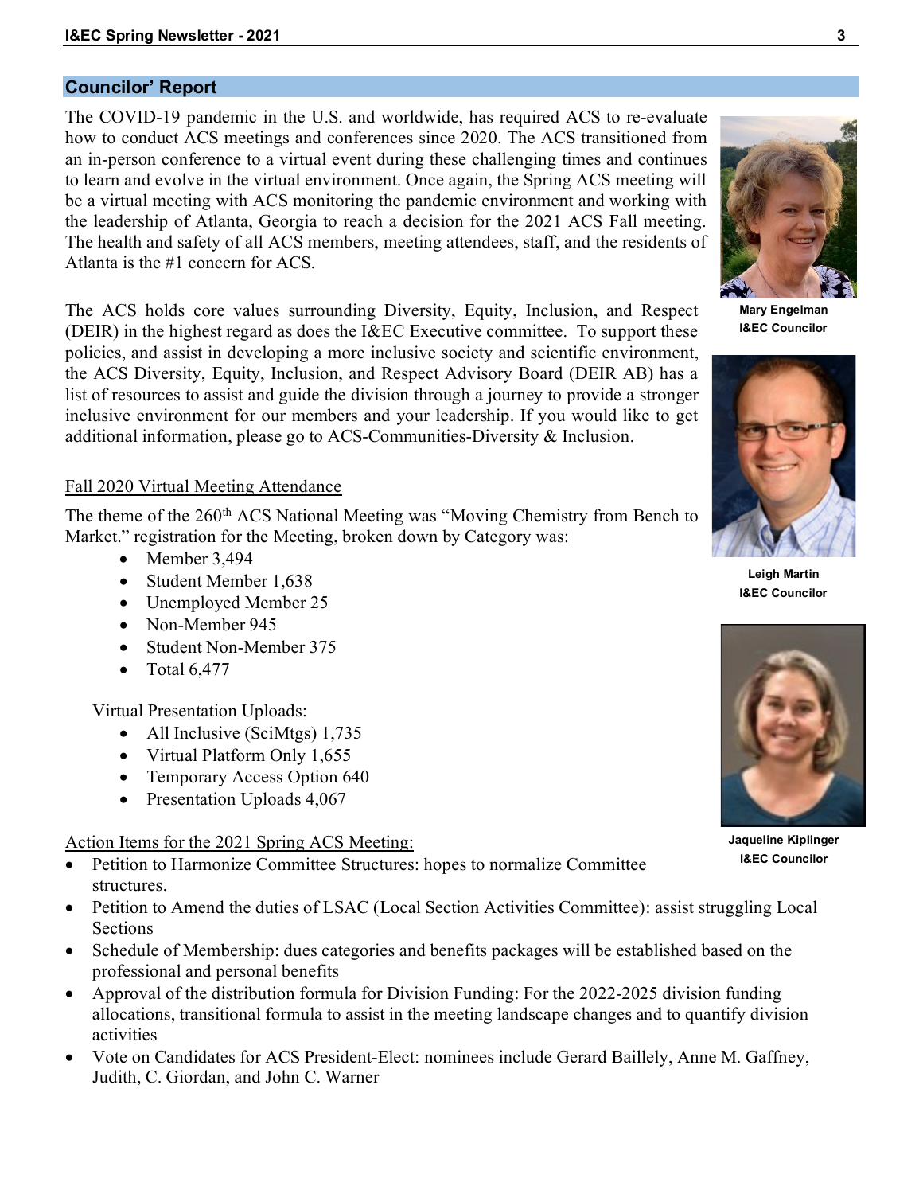## Councilor' Report

The COVID-19 pandemic in the U.S. and worldwide, has required ACS to re-evaluate how to conduct ACS meetings and conferences since 2020. The ACS transitioned from an in-person conference to a virtual event during these challenging times and continues to learn and evolve in the virtual environment. Once again, the Spring ACS meeting will be a virtual meeting with ACS monitoring the pandemic environment and working with the leadership of Atlanta, Georgia to reach a decision for the 2021 ACS Fall meeting. The health and safety of all ACS members, meeting attendees, staff, and the residents of Atlanta is the #1 concern for ACS.

**Mary Engelman**
**I&EC Councilor**

The ACS holds core values surrounding Diversity, Equity, Inclusion, and Respect (DEIR) in the highest regard as does the I&EC Executive committee. To support these policies, and assist in developing a more inclusive society and scientific environment, the ACS Diversity, Equity, Inclusion, and Respect Advisory Board (DEIR AB) has a list of resources to assist and guide the division through a journey to provide a stronger inclusive environment for our members and your leadership. If you would like to get additional information, please go to ACS-Communities-Diversity & Inclusion.

**Leigh Martin**
**I&EC Councilor**

Fall 2020 Virtual Meeting Attendance

The theme of the 260th ACS National Meeting was "Moving Chemistry from Bench to Market." registration for the Meeting, broken down by Category was:

- Member 3,494
- Student Member 1,638
- Unemployed Member 25
- Non-Member 945
- Student Non-Member 375
- Total 6,477

Virtual Presentation Uploads:

- All Inclusive (SciMtgs) 1,735
- Virtual Platform Only 1,655
- Temporary Access Option 640
- Presentation Uploads 4,067

**Jaqueline Kiplinger**
**I&EC Councilor**

Action Items for the 2021 Spring ACS Meeting:

- Petition to Harmonize Committee Structures: hopes to normalize Committee structures.
- Petition to Amend the duties of LSAC (Local Section Activities Committee): assist struggling Local Sections
- Schedule of Membership: dues categories and benefits packages will be established based on the professional and personal benefits
- Approval of the distribution formula for Division Funding: For the 2022-2025 division funding allocations, transitional formula to assist in the meeting landscape changes and to quantify division activities
- Vote on Candidates for ACS President-Elect: nominees include Gerard Baillely, Anne M. Gaffney, Judith, C. Giordan, and John C. Warner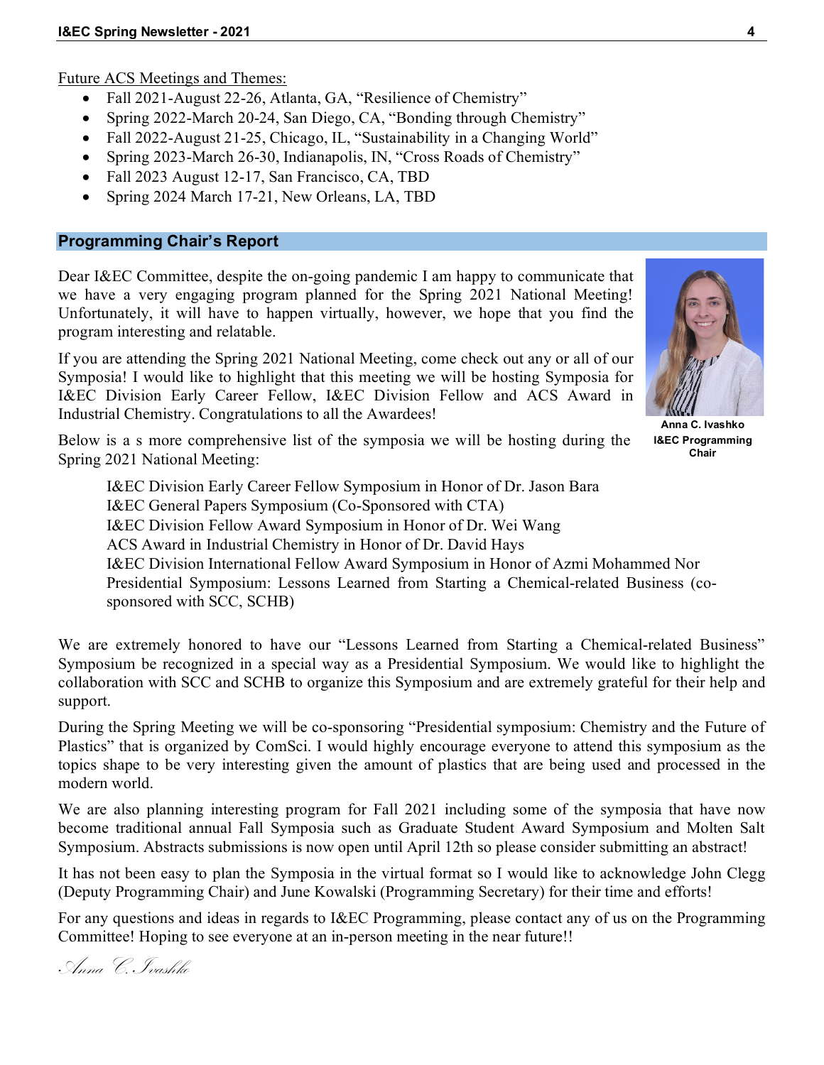Future ACS Meetings and Themes:

- Fall 2021-August 22-26, Atlanta, GA, "Resilience of Chemistry"
- Spring 2022-March 20-24, San Diego, CA, "Bonding through Chemistry"
- Fall 2022-August 21-25, Chicago, IL, "Sustainability in a Changing World"
- Spring 2023-March 26-30, Indianapolis, IN, "Cross Roads of Chemistry"
- Fall 2023 August 12-17, San Francisco, CA, TBD
- Spring 2024 March 17-21, New Orleans, LA, TBD

## Programming Chair's Report

Dear I&EC Committee, despite the on-going pandemic I am happy to communicate that we have a very engaging program planned for the Spring 2021 National Meeting! Unfortunately, it will have to happen virtually, however, we hope that you find the program interesting and relatable.

If you are attending the Spring 2021 National Meeting, come check out any or all of our Symposia! I would like to highlight that this meeting we will be hosting Symposia for I&EC Division Early Career Fellow, I&EC Division Fellow and ACS Award in Industrial Chemistry. Congratulations to all the Awardees!

**Anna C. Ivashko**
**I&EC Programming Chair**

Below is a s more comprehensive list of the symposia we will be hosting during the Spring 2021 National Meeting:

I&EC Division Early Career Fellow Symposium in Honor of Dr. Jason Bara
I&EC General Papers Symposium (Co-Sponsored with CTA)
I&EC Division Fellow Award Symposium in Honor of Dr. Wei Wang
ACS Award in Industrial Chemistry in Honor of Dr. David Hays
I&EC Division International Fellow Award Symposium in Honor of Azmi Mohammed Nor
Presidential Symposium: Lessons Learned from Starting a Chemical-related Business (co-sponsored with SCC, SCHB)

We are extremely honored to have our "Lessons Learned from Starting a Chemical-related Business" Symposium be recognized in a special way as a Presidential Symposium. We would like to highlight the collaboration with SCC and SCHB to organize this Symposium and are extremely grateful for their help and support.

During the Spring Meeting we will be co-sponsoring "Presidential symposium: Chemistry and the Future of Plastics" that is organized by ComSci. I would highly encourage everyone to attend this symposium as the topics shape to be very interesting given the amount of plastics that are being used and processed in the modern world.

We are also planning interesting program for Fall 2021 including some of the symposia that have now become traditional annual Fall Symposia such as Graduate Student Award Symposium and Molten Salt Symposium. Abstracts submissions is now open until April 12th so please consider submitting an abstract!

It has not been easy to plan the Symposia in the virtual format so I would like to acknowledge John Clegg (Deputy Programming Chair) and June Kowalski (Programming Secretary) for their time and efforts!

For any questions and ideas in regards to I&EC Programming, please contact any of us on the Programming Committee! Hoping to see everyone at an in-person meeting in the near future!!

*Anna C. Ivashko*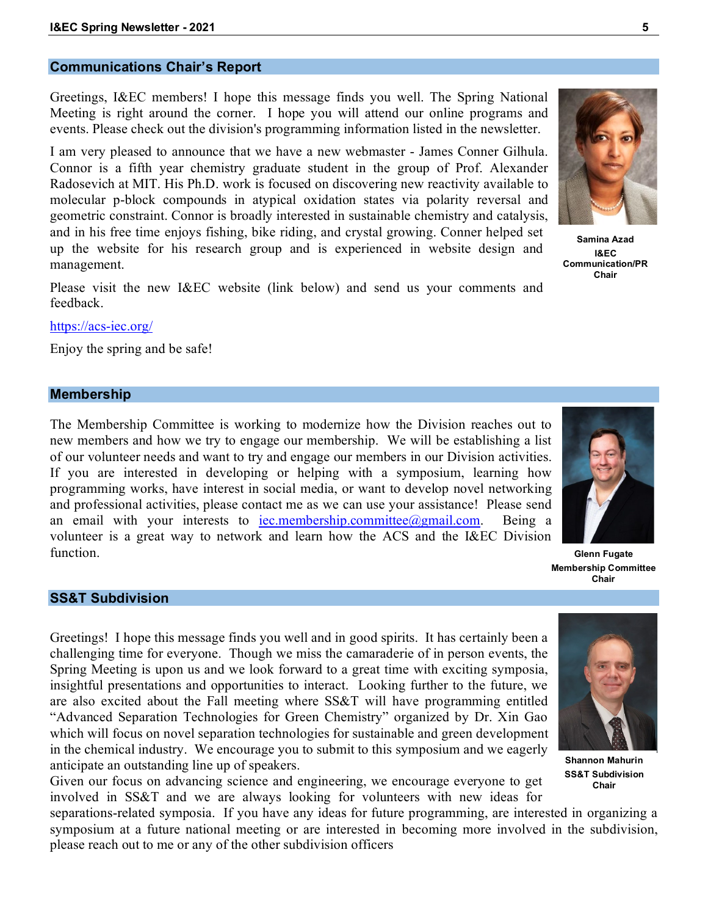## Communications Chair's Report

Greetings, I&EC members! I hope this message finds you well. The Spring National Meeting is right around the corner. I hope you will attend our online programs and events. Please check out the division's programming information listed in the newsletter.

I am very pleased to announce that we have a new webmaster - James Conner Gilhula. Connor is a fifth year chemistry graduate student in the group of Prof. Alexander Radosevich at MIT. His Ph.D. work is focused on discovering new reactivity available to molecular p-block compounds in atypical oxidation states via polarity reversal and geometric constraint. Connor is broadly interested in sustainable chemistry and catalysis, and in his free time enjoys fishing, bike riding, and crystal growing. Conner helped set up the website for his research group and is experienced in website design and management.

Please visit the new I&EC website (link below) and send us your comments and feedback.

https://acs-iec.org/

Enjoy the spring and be safe!

**Samina Azad**
**I&EC Communication/PR Chair**

## Membership

The Membership Committee is working to modernize how the Division reaches out to new members and how we try to engage our membership. We will be establishing a list of our volunteer needs and want to try and engage our members in our Division activities. If you are interested in developing or helping with a symposium, learning how programming works, have interest in social media, or want to develop novel networking and professional activities, please contact me as we can use your assistance! Please send an email with your interests to iec.membership.committee@gmail.com. Being a volunteer is a great way to network and learn how the ACS and the I&EC Division function.

**Glenn Fugate**
**Membership Committee Chair**

## SS&T Subdivision

Greetings! I hope this message finds you well and in good spirits. It has certainly been a challenging time for everyone. Though we miss the camaraderie of in person events, the Spring Meeting is upon us and we look forward to a great time with exciting symposia, insightful presentations and opportunities to interact. Looking further to the future, we are also excited about the Fall meeting where SS&T will have programming entitled "Advanced Separation Technologies for Green Chemistry" organized by Dr. Xin Gao which will focus on novel separation technologies for sustainable and green development in the chemical industry. We encourage you to submit to this symposium and we eagerly anticipate an outstanding line up of speakers.

Given our focus on advancing science and engineering, we encourage everyone to get involved in SS&T and we are always looking for volunteers with new ideas for separations-related symposia. If you have any ideas for future programming, are interested in organizing a symposium at a future national meeting or are interested in becoming more involved in the subdivision, please reach out to me or any of the other subdivision officers

**Shannon Mahurin**
**SS&T Subdivision Chair**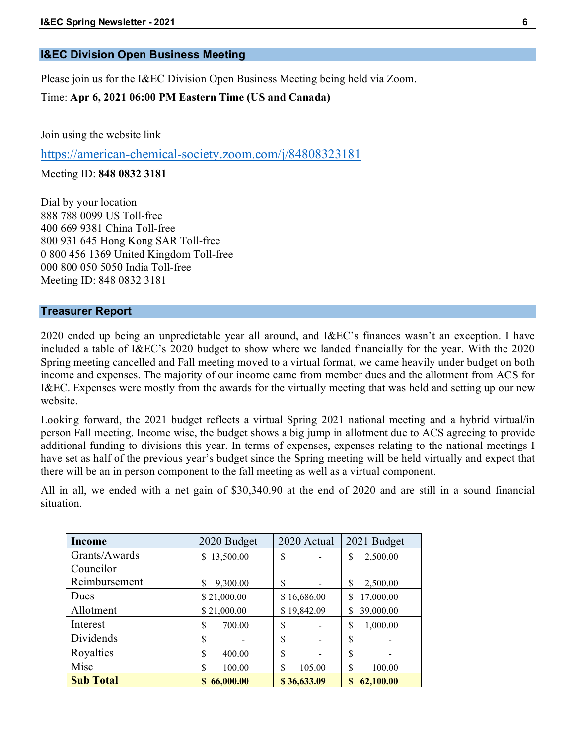## I&EC Division Open Business Meeting

Please join us for the I&EC Division Open Business Meeting being held via Zoom.

Time: **Apr 6, 2021 06:00 PM Eastern Time (US and Canada)**

Join using the website link

https://american-chemical-society.zoom.com/j/84808323181

Meeting ID: **848 0832 3181**

Dial by your location
888 788 0099 US Toll-free
400 669 9381 China Toll-free
800 931 645 Hong Kong SAR Toll-free
0 800 456 1369 United Kingdom Toll-free
000 800 050 5050 India Toll-free
Meeting ID: 848 0832 3181

## Treasurer Report

2020 ended up being an unpredictable year all around, and I&EC's finances wasn't an exception. I have included a table of I&EC's 2020 budget to show where we landed financially for the year. With the 2020 Spring meeting cancelled and Fall meeting moved to a virtual format, we came heavily under budget on both income and expenses. The majority of our income came from member dues and the allotment from ACS for I&EC. Expenses were mostly from the awards for the virtually meeting that was held and setting up our new website.

Looking forward, the 2021 budget reflects a virtual Spring 2021 national meeting and a hybrid virtual/in person Fall meeting. Income wise, the budget shows a big jump in allotment due to ACS agreeing to provide additional funding to divisions this year. In terms of expenses, expenses relating to the national meetings I have set as half of the previous year's budget since the Spring meeting will be held virtually and expect that there will be an in person component to the fall meeting as well as a virtual component.

All in all, we ended with a net gain of $30,340.90 at the end of 2020 and are still in a sound financial situation.

| **Income** | 2020 Budget | 2020 Actual | 2021 Budget |
|---|---|---|---|
| Grants/Awards | $ 13,500.00 | $ - | $ 2,500.00 |
| Councilor Reimbursement | $ 9,300.00 | $ - | $ 2,500.00 |
| Dues | $ 21,000.00 | $ 16,686.00 | $ 17,000.00 |
| Allotment | $ 21,000.00 | $ 19,842.09 | $ 39,000.00 |
| Interest | $ 700.00 | $ - | $ 1,000.00 |
| Dividends | $ - | $ - | $ - |
| Royalties | $ 400.00 | $ - | $ - |
| Misc | $ 100.00 | $ 105.00 | $ 100.00 |
| **Sub Total** | **$ 66,000.00** | **$ 36,633.09** | **$ 62,100.00** |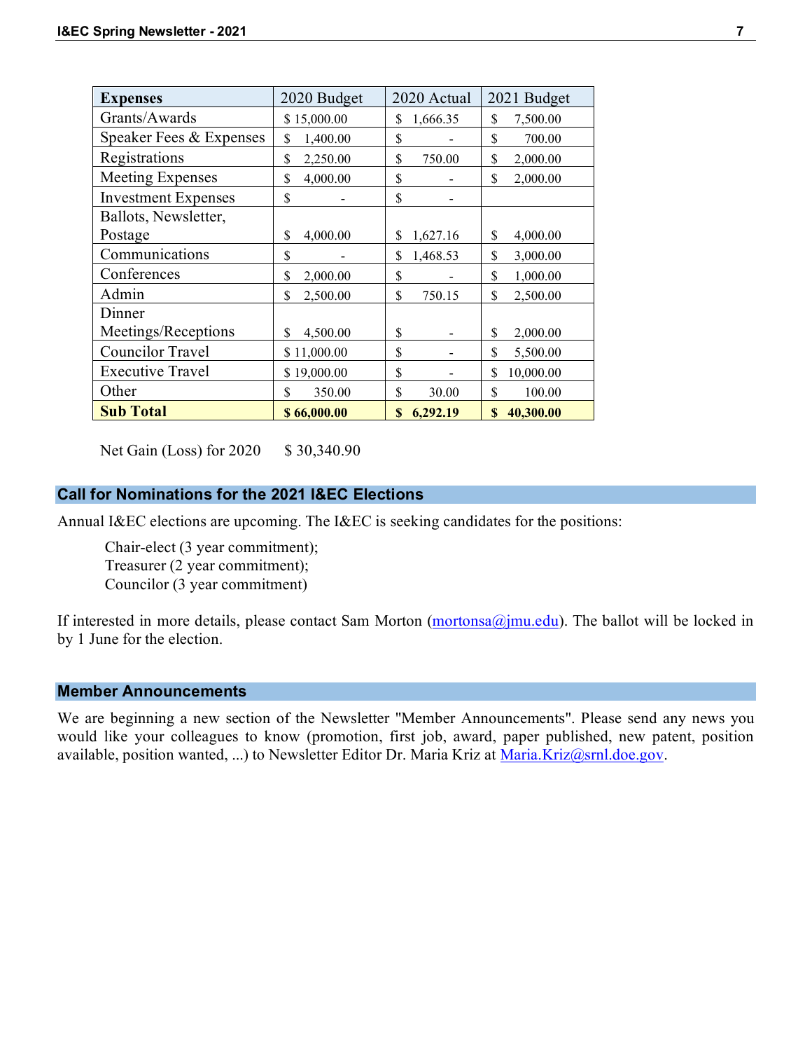| Expenses | 2020 Budget | 2020 Actual | 2021 Budget |
|---|---|---|---|
| Grants/Awards | $ 15,000.00 | $ 1,666.35 | $ 7,500.00 |
| Speaker Fees & Expenses | $ 1,400.00 | $ - | $ 700.00 |
| Registrations | $ 2,250.00 | $ 750.00 | $ 2,000.00 |
| Meeting Expenses | $ 4,000.00 | $ - | $ 2,000.00 |
| Investment Expenses | $ - | $ - | |
| Ballots, Newsletter, Postage | $ 4,000.00 | $ 1,627.16 | $ 4,000.00 |
| Communications | $ - | $ 1,468.53 | $ 3,000.00 |
| Conferences | $ 2,000.00 | $ - | $ 1,000.00 |
| Admin | $ 2,500.00 | $ 750.15 | $ 2,500.00 |
| Dinner Meetings/Receptions | $ 4,500.00 | $ - | $ 2,000.00 |
| Councilor Travel | $ 11,000.00 | $ - | $ 5,500.00 |
| Executive Travel | $ 19,000.00 | $ - | $ 10,000.00 |
| Other | $ 350.00 | $ 30.00 | $ 100.00 |
| **Sub Total** | **$ 66,000.00** | **$ 6,292.19** | **$ 40,300.00** |

Net Gain (Loss) for 2020 $ 30,340.90

## Call for Nominations for the 2021 I&EC Elections

Annual I&EC elections are upcoming. The I&EC is seeking candidates for the positions:

Chair-elect (3 year commitment);
Treasurer (2 year commitment);
Councilor (3 year commitment)

If interested in more details, please contact Sam Morton (mortonsa@jmu.edu). The ballot will be locked in by 1 June for the election.

## Member Announcements

We are beginning a new section of the Newsletter "Member Announcements". Please send any news you would like your colleagues to know (promotion, first job, award, paper published, new patent, position available, position wanted, ...) to Newsletter Editor Dr. Maria Kriz at Maria.Kriz@srnl.doe.gov.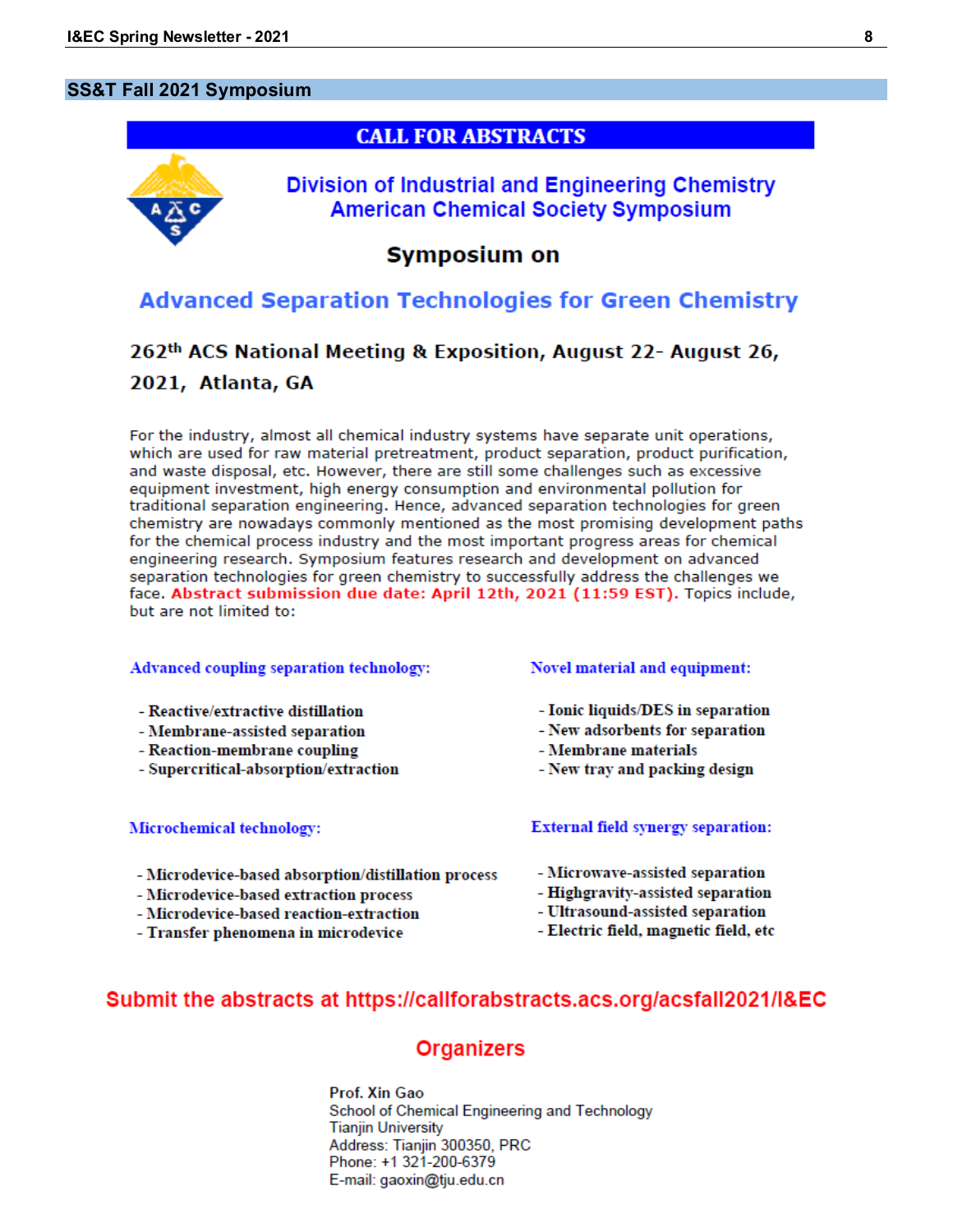## SS&T Fall 2021 Symposium

# CALL FOR ABSTRACTS

## Division of Industrial and Engineering Chemistry American Chemical Society Symposium

### Symposium on

## Advanced Separation Technologies for Green Chemistry

**262th ACS National Meeting & Exposition, August 22- August 26, 2021, Atlanta, GA**

For the industry, almost all chemical industry systems have separate unit operations, which are used for raw material pretreatment, product separation, product purification, and waste disposal, etc. However, there are still some challenges such as excessive equipment investment, high energy consumption and environmental pollution for traditional separation engineering. Hence, advanced separation technologies for green chemistry are nowadays commonly mentioned as the most promising development paths for the chemical process industry and the most important progress areas for chemical engineering research. Symposium features research and development on advanced separation technologies for green chemistry to successfully address the challenges we face. **Abstract submission due date: April 12th, 2021 (11:59 EST).** Topics include, but are not limited to:

**Advanced coupling separation technology:**

- Reactive/extractive distillation
- Membrane-assisted separation
- Reaction-membrane coupling
- Supercritical-absorption/extraction

**Novel material and equipment:**

- Ionic liquids/DES in separation
- New adsorbents for separation
- Membrane materials
- New tray and packing design

**Microchemical technology:**

- Microdevice-based absorption/distillation process
- Microdevice-based extraction process
- Microdevice-based reaction-extraction
- Transfer phenomena in microdevice

**External field synergy separation:**

- Microwave-assisted separation
- Highgravity-assisted separation
- Ultrasound-assisted separation
- Electric field, magnetic field, etc

**Submit the abstracts at https://callforabstracts.acs.org/acsfall2021/I&EC**

## Organizers

Prof. Xin Gao
School of Chemical Engineering and Technology
Tianjin University
Address: Tianjin 300350, PRC
Phone: +1 321-200-6379
E-mail: gaoxin@tju.edu.cn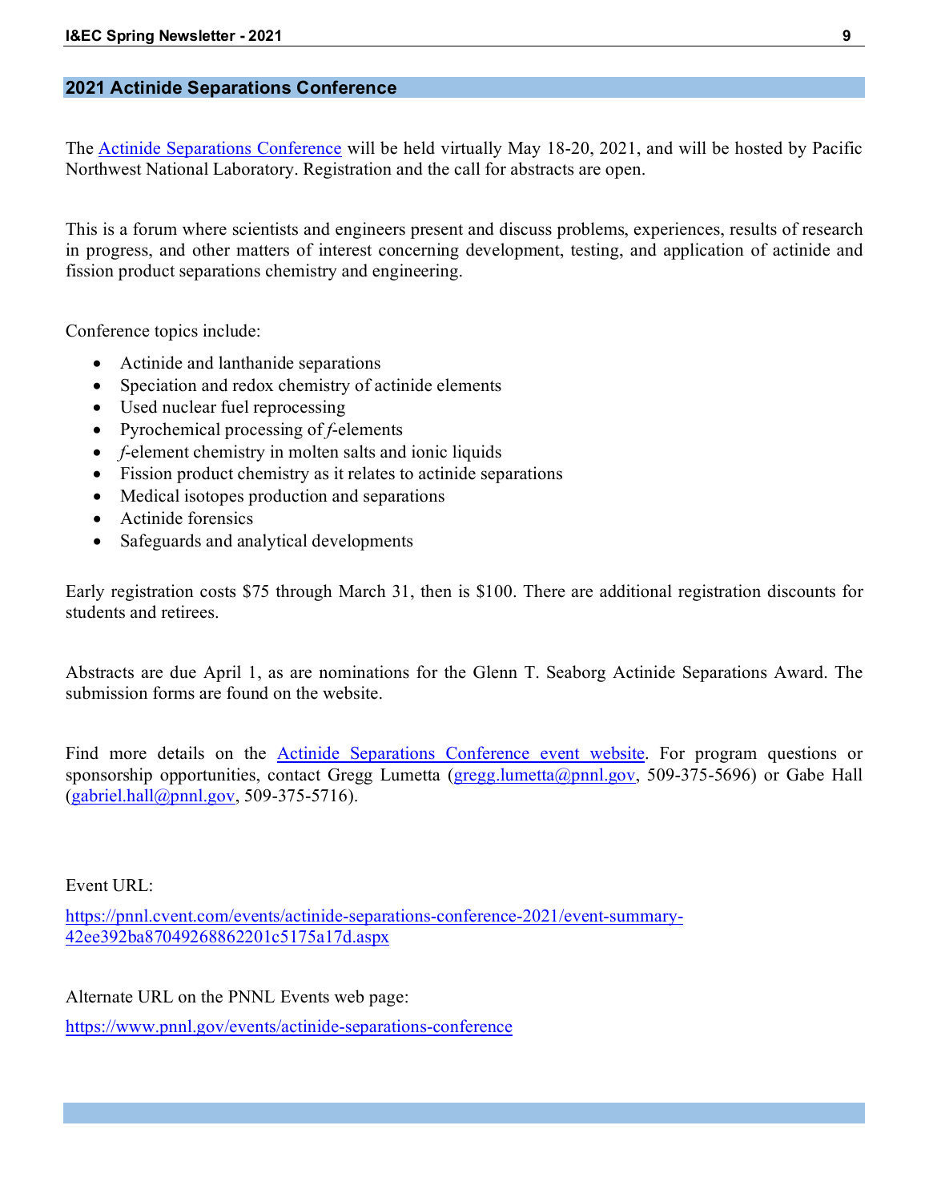## 2021 Actinide Separations Conference

The Actinide Separations Conference will be held virtually May 18-20, 2021, and will be hosted by Pacific Northwest National Laboratory. Registration and the call for abstracts are open.

This is a forum where scientists and engineers present and discuss problems, experiences, results of research in progress, and other matters of interest concerning development, testing, and application of actinide and fission product separations chemistry and engineering.

Conference topics include:

- Actinide and lanthanide separations
- Speciation and redox chemistry of actinide elements
- Used nuclear fuel reprocessing
- Pyrochemical processing of *f*-elements
- *f*-element chemistry in molten salts and ionic liquids
- Fission product chemistry as it relates to actinide separations
- Medical isotopes production and separations
- Actinide forensics
- Safeguards and analytical developments

Early registration costs $75 through March 31, then is $100. There are additional registration discounts for students and retirees.

Abstracts are due April 1, as are nominations for the Glenn T. Seaborg Actinide Separations Award. The submission forms are found on the website.

Find more details on the Actinide Separations Conference event website. For program questions or sponsorship opportunities, contact Gregg Lumetta (gregg.lumetta@pnnl.gov, 509-375-5696) or Gabe Hall (gabriel.hall@pnnl.gov, 509-375-5716).

Event URL:

https://pnnl.cvent.com/events/actinide-separations-conference-2021/event-summary-42ee392ba87049268862201c5175a17d.aspx

Alternate URL on the PNNL Events web page:

https://www.pnnl.gov/events/actinide-separations-conference